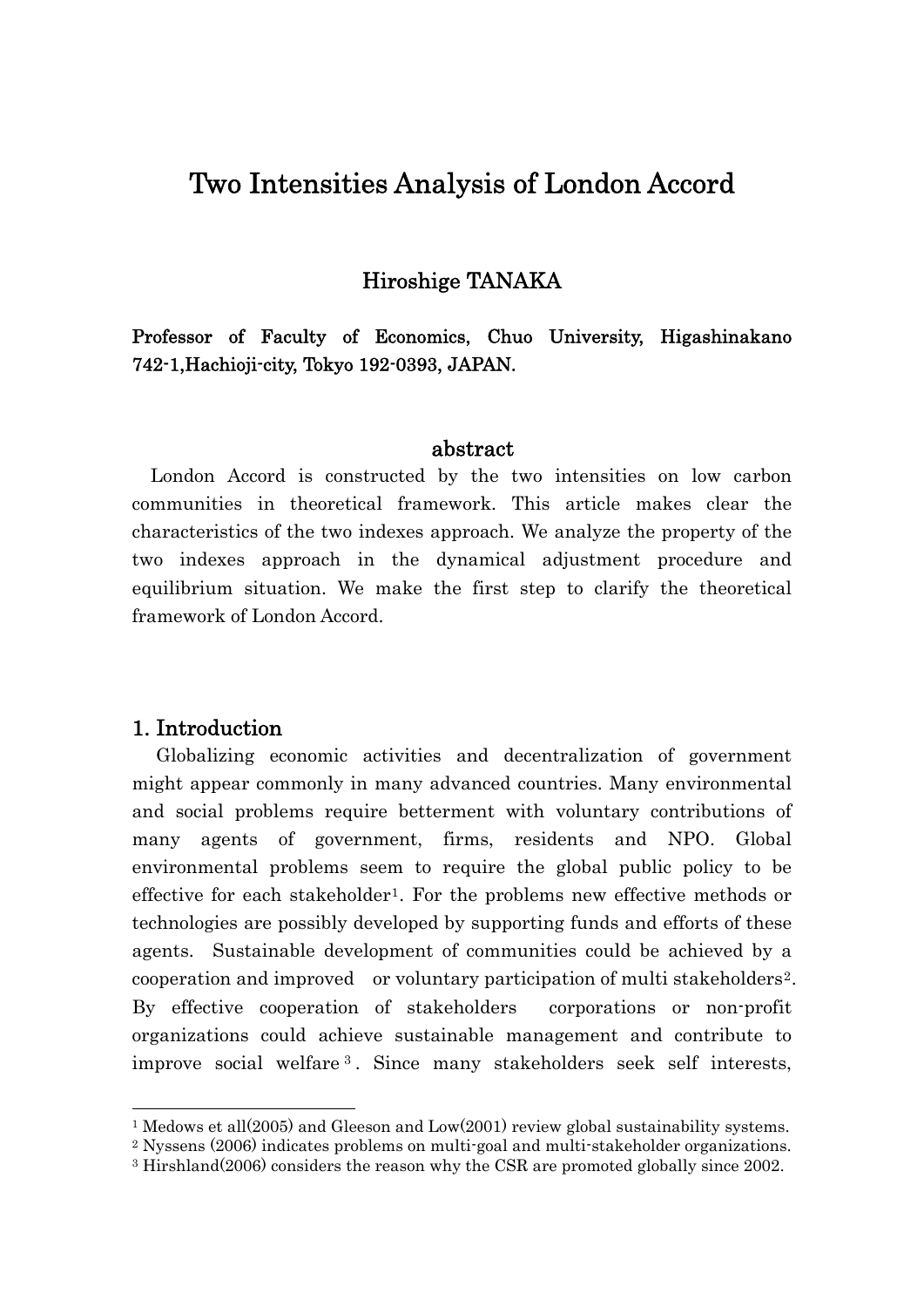# Two Intensities Analysis of London Accord

**Hiroshige TANAKA**

**Professor of Faculty of Economics, Chuo University, Higashinakano 742-1,Hachioji-city, Tokyo 192-0393, JAPAN.**

## abstract

London Accord is constructed by the two intensities on low carbon communities in theoretical framework. This article makes clear the characteristics of the two indexes approach. We analyze the property of the two indexes approach in the dynamical adjustment procedure and equilibrium situation. We make the first step to clarify the theoretical framework of London Accord.

## 1. Introduction

Globalizing economic activities and decentralization of government might appear commonly in many advanced countries. Many environmental and social problems require betterment with voluntary contributions of many agents of government, firms, residents and NPO. Global environmental problems seem to require the global public policy to be effective for each stakeholder[1]. For the problems new effective methods or technologies are possibly developed by supporting funds and efforts of these agents. Sustainable development of communities could be achieved by a cooperation and improved or voluntary participation of multi stakeholders[2]. By effective cooperation of stakeholders corporations or non-profit organizations could achieve sustainable management and contribute to improve social welfare[3]. Since many stakeholders seek self interests,

---

[1] Medows et all(2005) and Gleeson and Low(2001) review global sustainability systems.

[2] Nyssens (2006) indicates problems on multi-goal and multi-stakeholder organizations.

[3] Hirshland(2006) considers the reason why the CSR are promoted globally since 2002.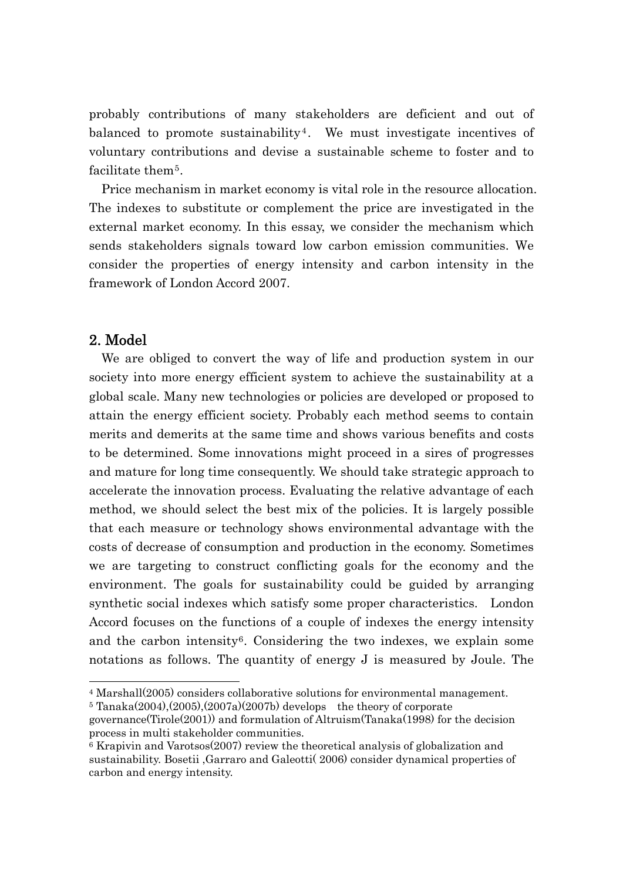probably contributions of many stakeholders are deficient and out of balanced to promote sustainability[4]. We must investigate incentives of voluntary contributions and devise a sustainable scheme to foster and to facilitate them[5].

Price mechanism in market economy is vital role in the resource allocation. The indexes to substitute or complement the price are investigated in the external market economy. In this essay, we consider the mechanism which sends stakeholders signals toward low carbon emission communities. We consider the properties of energy intensity and carbon intensity in the framework of London Accord 2007.

## 2. Model

We are obliged to convert the way of life and production system in our society into more energy efficient system to achieve the sustainability at a global scale. Many new technologies or policies are developed or proposed to attain the energy efficient society. Probably each method seems to contain merits and demerits at the same time and shows various benefits and costs to be determined. Some innovations might proceed in a sires of progresses and mature for long time consequently. We should take strategic approach to accelerate the innovation process. Evaluating the relative advantage of each method, we should select the best mix of the policies. It is largely possible that each measure or technology shows environmental advantage with the costs of decrease of consumption and production in the economy. Sometimes we are targeting to construct conflicting goals for the economy and the environment. The goals for sustainability could be guided by arranging synthetic social indexes which satisfy some proper characteristics. London Accord focuses on the functions of a couple of indexes the energy intensity and the carbon intensity[6]. Considering the two indexes, we explain some notations as follows. The quantity of energy J is measured by Joule. The

---

[4] Marshall(2005) considers collaborative solutions for environmental management.

[5] Tanaka(2004),(2005),(2007a)(2007b) develops the theory of corporate governance(Tirole(2001)) and formulation of Altruism(Tanaka(1998) for the decision process in multi stakeholder communities.

[6] Krapivin and Varotsos(2007) review the theoretical analysis of globalization and sustainability. Bosetii ,Garraro and Galeotti( 2006) consider dynamical properties of carbon and energy intensity.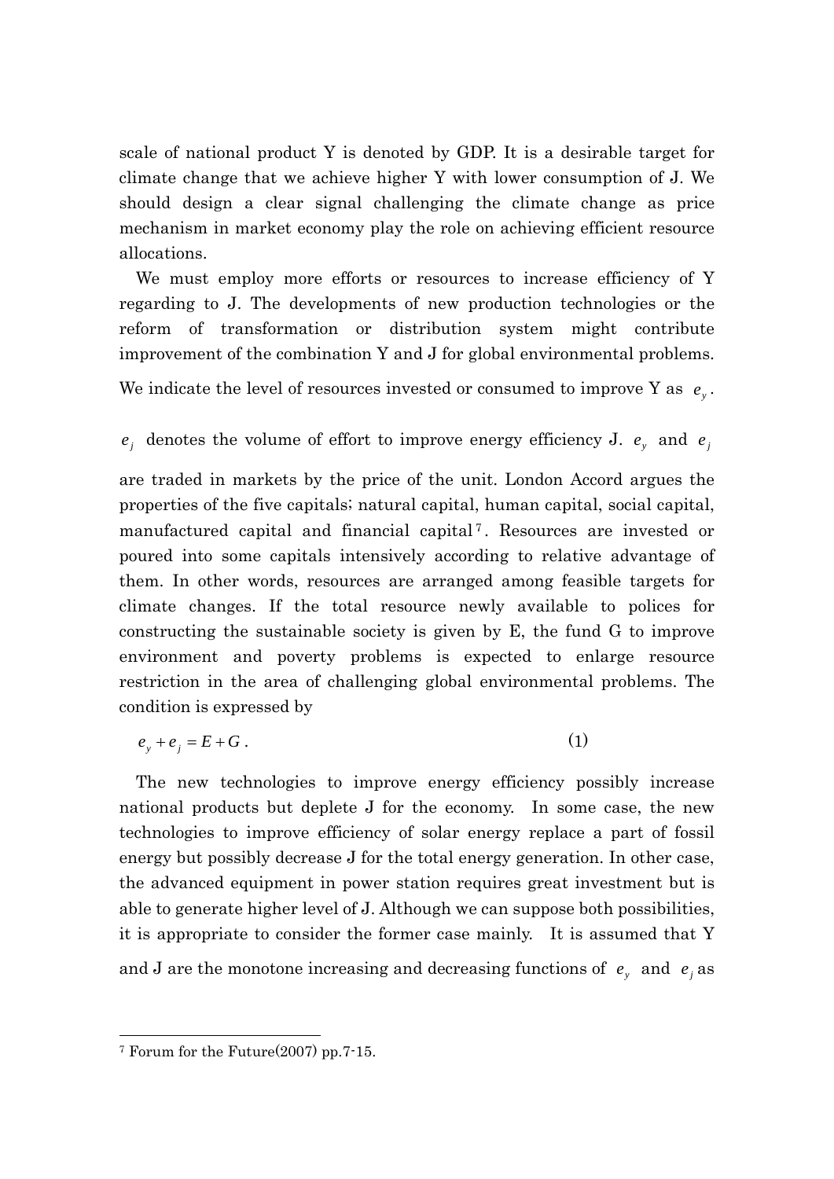scale of national product Y is denoted by GDP. It is a desirable target for climate change that we achieve higher Y with lower consumption of J. We should design a clear signal challenging the climate change as price mechanism in market economy play the role on achieving efficient resource allocations.

We must employ more efforts or resources to increase efficiency of Y regarding to J. The developments of new production technologies or the reform of transformation or distribution system might contribute improvement of the combination Y and J for global environmental problems. We indicate the level of resources invested or consumed to improve Y as $e_y$. $e_j$ denotes the volume of effort to improve energy efficiency J. $e_y$ and $e_j$ are traded in markets by the price of the unit. London Accord argues the properties of the five capitals; natural capital, human capital, social capital, manufactured capital and financial capital[7]. Resources are invested or poured into some capitals intensively according to relative advantage of them. In other words, resources are arranged among feasible targets for climate changes. If the total resource newly available to polices for constructing the sustainable society is given by E, the fund G to improve environment and poverty problems is expected to enlarge resource restriction in the area of challenging global environmental problems. The condition is expressed by

$$e_y + e_j = E + G . \qquad (1)$$

The new technologies to improve energy efficiency possibly increase national products but deplete J for the economy. In some case, the new technologies to improve efficiency of solar energy replace a part of fossil energy but possibly decrease J for the total energy generation. In other case, the advanced equipment in power station requires great investment but is able to generate higher level of J. Although we can suppose both possibilities, it is appropriate to consider the former case mainly. It is assumed that Y and J are the monotone increasing and decreasing functions of $e_y$ and $e_j$ as

[7] Forum for the Future(2007) pp.7-15.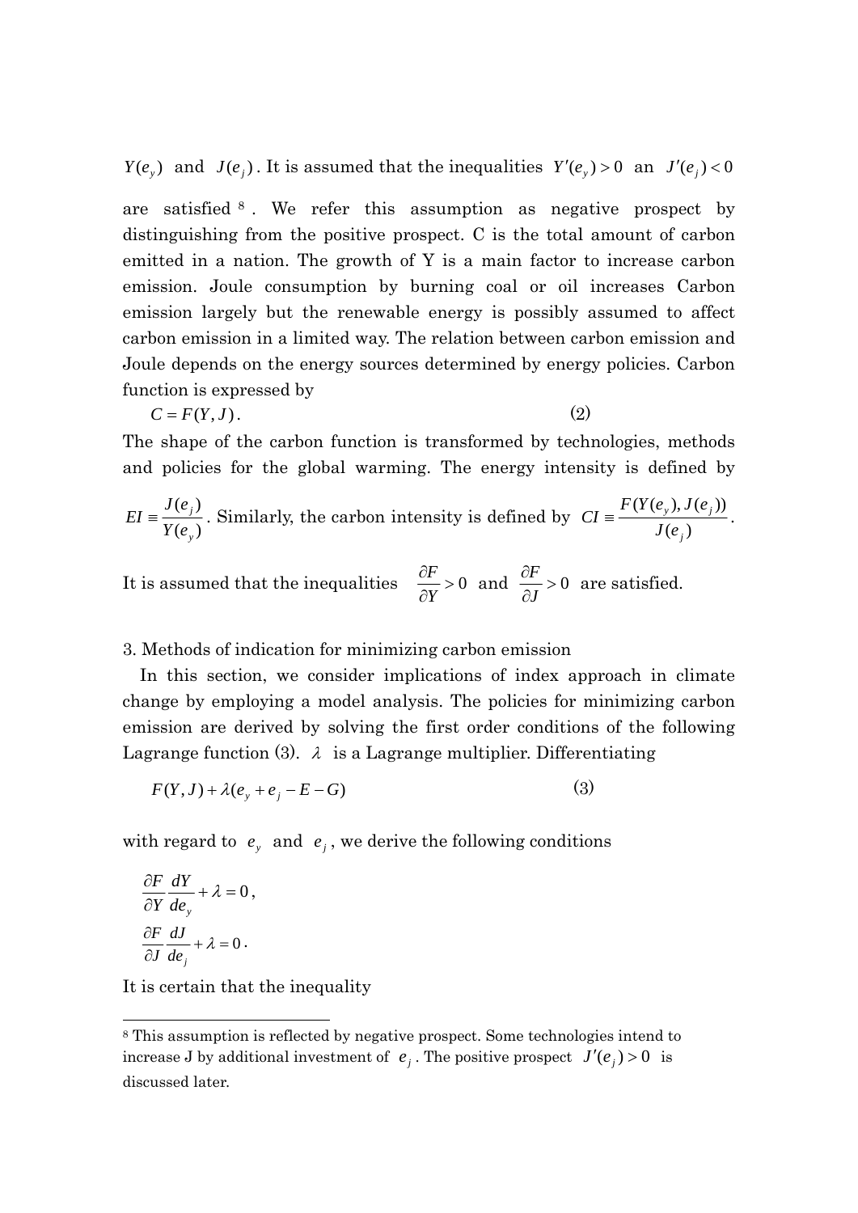$Y(e_y)$ and $J(e_j)$. It is assumed that the inequalities $Y'(e_y) > 0$ an $J'(e_j) < 0$ are satisfied [8]. We refer this assumption as negative prospect by distinguishing from the positive prospect. C is the total amount of carbon emitted in a nation. The growth of Y is a main factor to increase carbon emission. Joule consumption by burning coal or oil increases Carbon emission largely but the renewable energy is possibly assumed to affect carbon emission in a limited way. The relation between carbon emission and Joule depends on the energy sources determined by energy policies. Carbon function is expressed by

$$C = F(Y, J). \tag{2}$$

The shape of the carbon function is transformed by technologies, methods and policies for the global warming. The energy intensity is defined by $EI \equiv \frac{J(e_j)}{Y(e_y)}$. Similarly, the carbon intensity is defined by $CI \equiv \frac{F(Y(e_y), J(e_j))}{J(e_j)}$.

It is assumed that the inequalities $\frac{\partial F}{\partial Y} > 0$ and $\frac{\partial F}{\partial J} > 0$ are satisfied.

3. Methods of indication for minimizing carbon emission

In this section, we consider implications of index approach in climate change by employing a model analysis. The policies for minimizing carbon emission are derived by solving the first order conditions of the following Lagrange function (3). $\lambda$ is a Lagrange multiplier. Differentiating

$$F(Y, J) + \lambda(e_y + e_j - E - G) \tag{3}$$

with regard to $e_y$ and $e_j$, we derive the following conditions

$$\frac{\partial F}{\partial Y}\frac{dY}{de_y} + \lambda = 0,$$

$$\frac{\partial F}{\partial J}\frac{dJ}{de_j} + \lambda = 0.$$

It is certain that the inequality

---

[8] This assumption is reflected by negative prospect. Some technologies intend to increase J by additional investment of $e_j$. The positive prospect $J'(e_j) > 0$ is discussed later.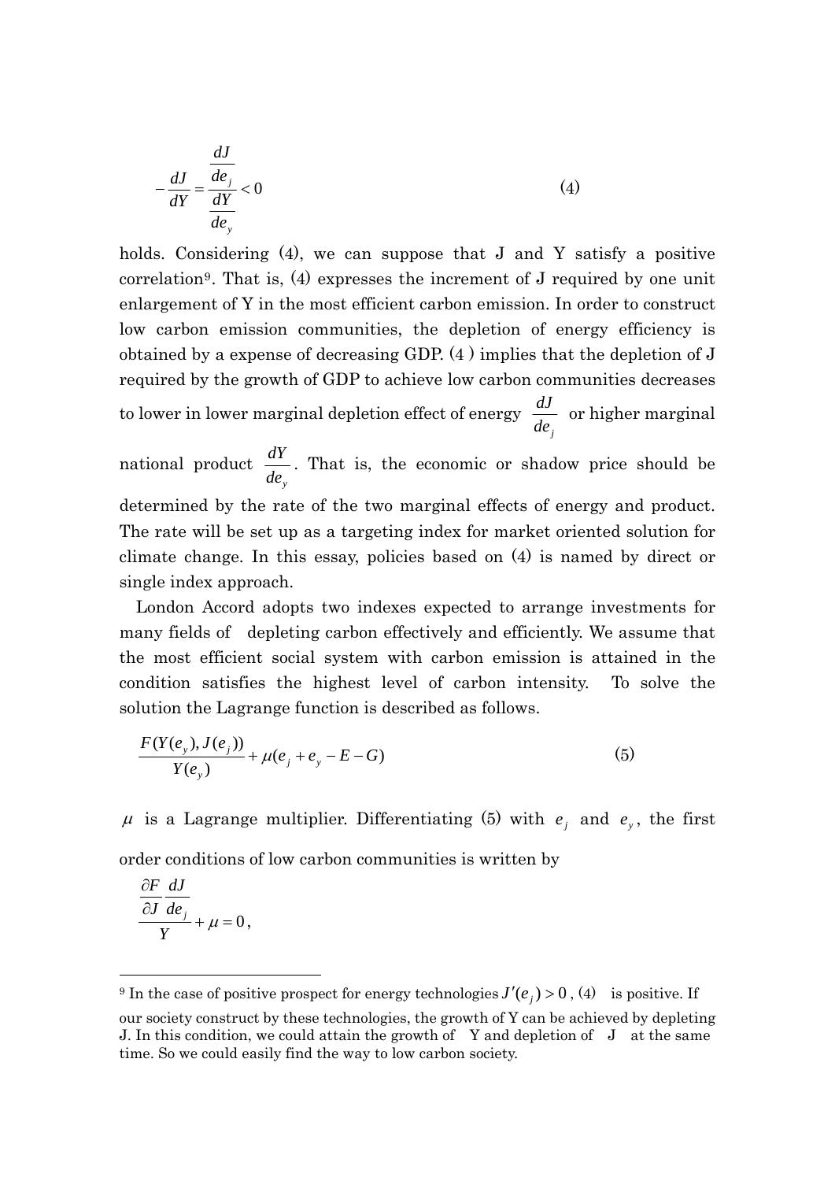$$-\frac{dJ}{dY}=\frac{\frac{dJ}{de_j}}{\frac{dY}{de_y}}<0 \tag{4}$$

holds. Considering (4), we can suppose that J and Y satisfy a positive correlation[9]. That is, (4) expresses the increment of J required by one unit enlargement of Y in the most efficient carbon emission. In order to construct low carbon emission communities, the depletion of energy efficiency is obtained by a expense of decreasing GDP. (4 ) implies that the depletion of J required by the growth of GDP to achieve low carbon communities decreases to lower in lower marginal depletion effect of energy $\frac{dJ}{de_j}$ or higher marginal national product $\frac{dY}{de_y}$. That is, the economic or shadow price should be determined by the rate of the two marginal effects of energy and product. The rate will be set up as a targeting index for market oriented solution for climate change. In this essay, policies based on (4) is named by direct or single index approach.

London Accord adopts two indexes expected to arrange investments for many fields of depleting carbon effectively and efficiently. We assume that the most efficient social system with carbon emission is attained in the condition satisfies the highest level of carbon intensity. To solve the solution the Lagrange function is described as follows.

$$\frac{F(Y(e_y),J(e_j))}{Y(e_y)}+\mu(e_j+e_y-E-G) \tag{5}$$

$\mu$ is a Lagrange multiplier. Differentiating (5) with $e_j$ and $e_y$, the first order conditions of low carbon communities is written by

$$\frac{\frac{\partial F}{\partial J}\frac{dJ}{de_j}}{Y}+\mu=0,$$

---

[9] In the case of positive prospect for energy technologies $J'(e_j)>0$, (4) is positive. If our society construct by these technologies, the growth of Y can be achieved by depleting J. In this condition, we could attain the growth of Y and depletion of J at the same time. So we could easily find the way to low carbon society.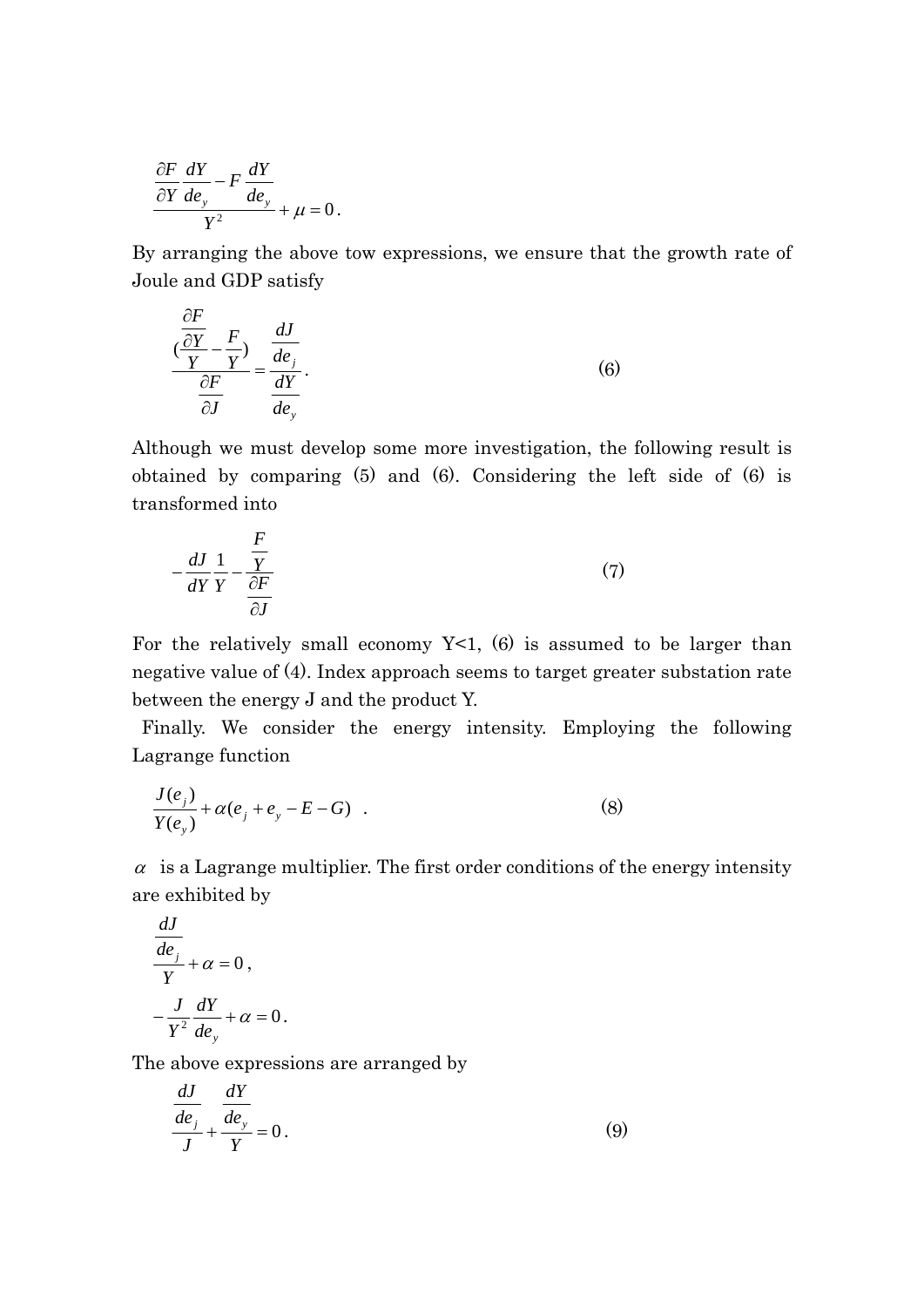$$\frac{\frac{\partial F}{\partial Y}\frac{dY}{de_y}-F\frac{dY}{de_y}}{Y^2}+\mu=0.$$

By arranging the above tow expressions, we ensure that the growth rate of Joule and GDP satisfy

$$\frac{(\frac{\frac{\partial F}{\partial Y}}{Y}-\frac{F}{Y})}{\frac{\partial F}{\partial J}}=\frac{\frac{dJ}{de_j}}{\frac{dY}{de_y}}. \tag{6}$$

Although we must develop some more investigation, the following result is obtained by comparing (5) and (6). Considering the left side of (6) is transformed into

$$-\frac{dJ}{dY}\frac{1}{Y}-\frac{\frac{F}{Y}}{\frac{\partial F}{\partial J}} \tag{7}$$

For the relatively small economy Y<1, (6) is assumed to be larger than negative value of (4). Index approach seems to target greater substation rate between the energy J and the product Y.

Finally. We consider the energy intensity. Employing the following Lagrange function

$$\frac{J(e_j)}{Y(e_y)}+\alpha(e_j+e_y-E-G) \quad . \tag{8}$$

$\alpha$ is a Lagrange multiplier. The first order conditions of the energy intensity are exhibited by

$$\frac{\frac{dJ}{de_j}}{Y}+\alpha=0,$$

$$-\frac{J}{Y^2}\frac{dY}{de_y}+\alpha=0.$$

The above expressions are arranged by

$$\frac{\frac{dJ}{de_j}}{J}+\frac{\frac{dY}{de_y}}{Y}=0. \tag{9}$$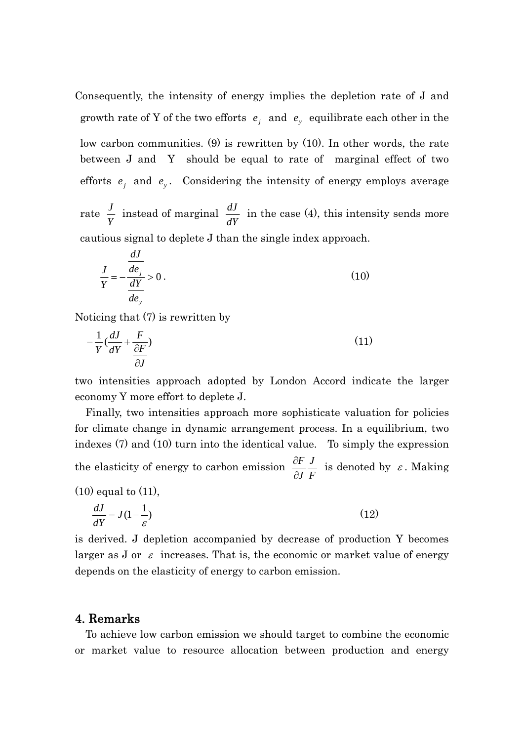Consequently, the intensity of energy implies the depletion rate of J and growth rate of Y of the two efforts $e_j$ and $e_y$ equilibrate each other in the low carbon communities. (9) is rewritten by (10). In other words, the rate between J and Y should be equal to rate of marginal effect of two efforts $e_j$ and $e_y$. Considering the intensity of energy employs average rate $\frac{J}{Y}$ instead of marginal $\frac{dJ}{dY}$ in the case (4), this intensity sends more cautious signal to deplete J than the single index approach.

$$\frac{J}{Y} = -\frac{\frac{dJ}{de_j}}{\frac{dY}{de_y}} > 0 . \tag{10}$$

Noticing that (7) is rewritten by

$$-\frac{1}{Y}\left(\frac{dJ}{dY} + \frac{F}{\frac{\partial F}{\partial J}}\right) \tag{11}$$

two intensities approach adopted by London Accord indicate the larger economy Y more effort to deplete J.

Finally, two intensities approach more sophisticate valuation for policies for climate change in dynamic arrangement process. In a equilibrium, two indexes (7) and (10) turn into the identical value. To simply the expression the elasticity of energy to carbon emission $\frac{\partial F}{\partial J}\frac{J}{F}$ is denoted by $\varepsilon$. Making (10) equal to (11),

$$\frac{dJ}{dY} = J\left(1 - \frac{1}{\varepsilon}\right) \tag{12}$$

is derived. J depletion accompanied by decrease of production Y becomes larger as J or $\varepsilon$ increases. That is, the economic or market value of energy depends on the elasticity of energy to carbon emission.

## 4. Remarks

To achieve low carbon emission we should target to combine the economic or market value to resource allocation between production and energy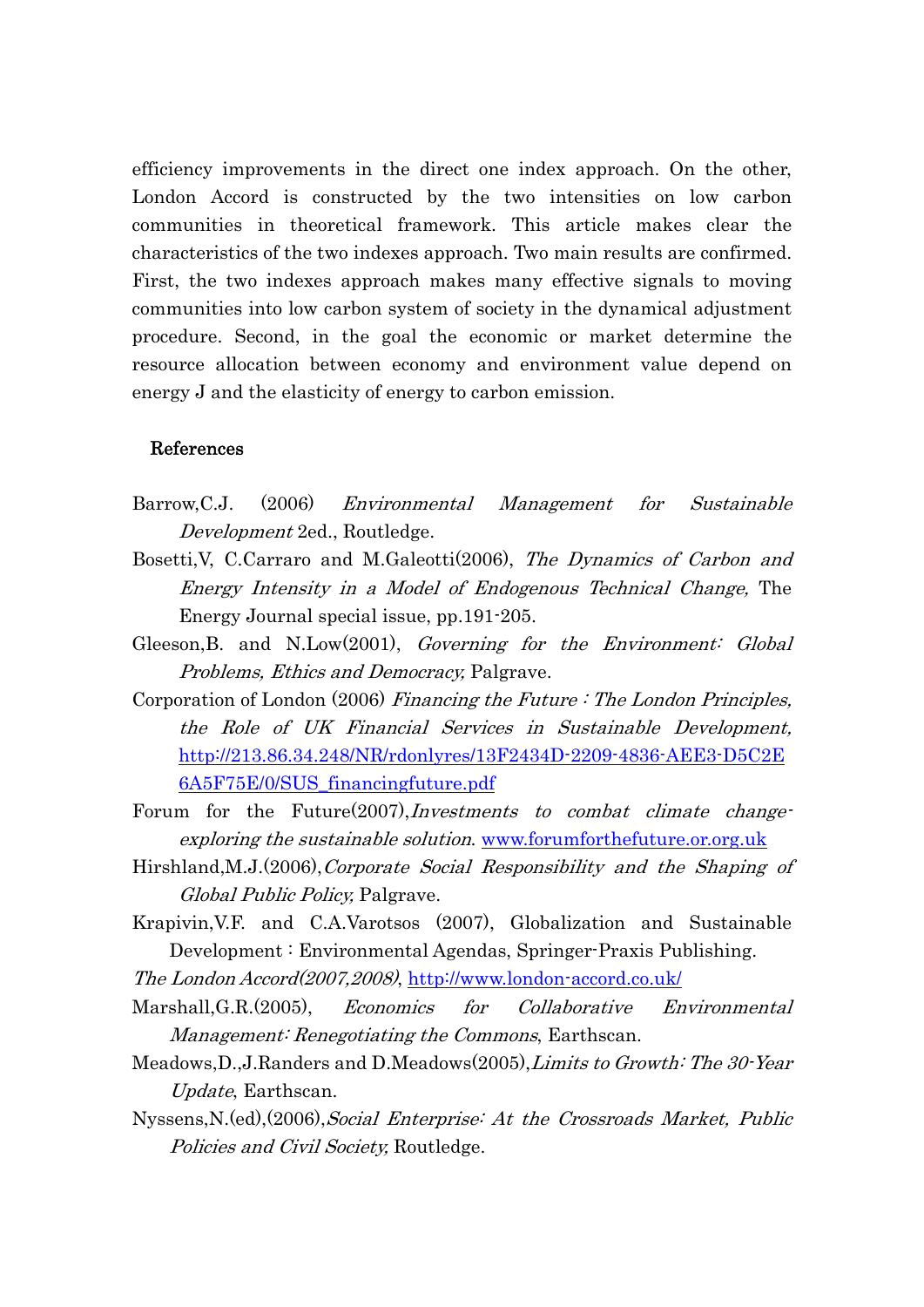efficiency improvements in the direct one index approach. On the other, London Accord is constructed by the two intensities on low carbon communities in theoretical framework. This article makes clear the characteristics of the two indexes approach. Two main results are confirmed. First, the two indexes approach makes many effective signals to moving communities into low carbon system of society in the dynamical adjustment procedure. Second, in the goal the economic or market determine the resource allocation between economy and environment value depend on energy J and the elasticity of energy to carbon emission.

## References

Barrow,C.J. (2006) *Environmental Management for Sustainable Development* 2ed., Routledge.

Bosetti,V, C.Carraro and M.Galeotti(2006), *The Dynamics of Carbon and Energy Intensity in a Model of Endogenous Technical Change,* The Energy Journal special issue, pp.191-205.

Gleeson,B. and N.Low(2001), *Governing for the Environment: Global Problems, Ethics and Democracy,* Palgrave.

Corporation of London (2006) *Financing the Future : The London Principles, the Role of UK Financial Services in Sustainable Development,* http://213.86.34.248/NR/rdonlyres/13F2434D-2209-4836-AEE3-D5C2E6A5F75E/0/SUS_financingfuture.pdf

Forum for the Future(2007),*Investments to combat climate change-exploring the sustainable solution*. www.forumforthefuture.or.org.uk

Hirshland,M.J.(2006),*Corporate Social Responsibility and the Shaping of Global Public Policy,* Palgrave.

Krapivin,V.F. and C.A.Varotsos (2007), Globalization and Sustainable Development : Environmental Agendas, Springer-Praxis Publishing.

*The London Accord(2007,2008)*, http://www.london-accord.co.uk/

Marshall,G.R.(2005), *Economics for Collaborative Environmental Management: Renegotiating the Commons*, Earthscan.

Meadows,D.,J.Randers and D.Meadows(2005),*Limits to Growth: The 30-Year Update*, Earthscan.

Nyssens,N.(ed),(2006),*Social Enterprise: At the Crossroads Market, Public Policies and Civil Society,* Routledge.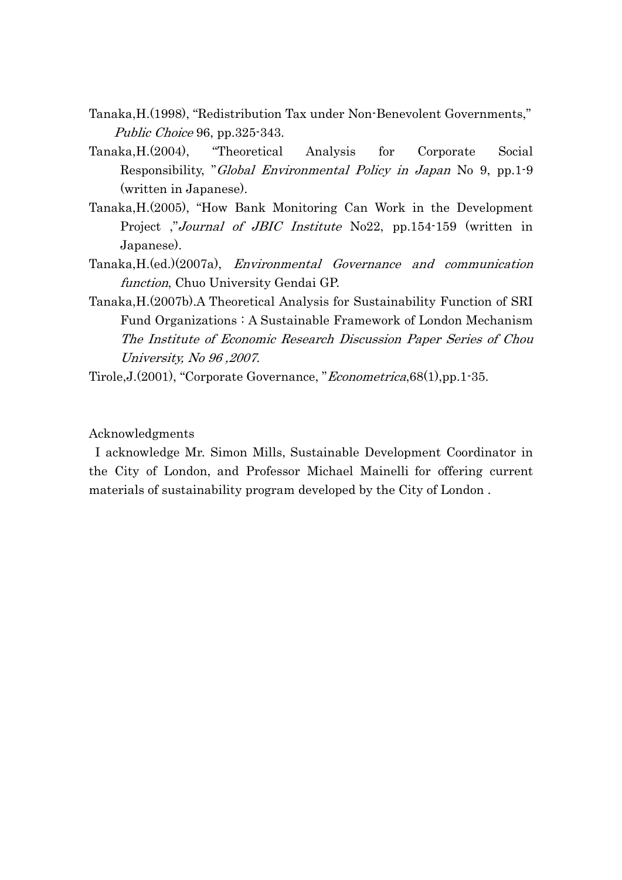Tanaka,H.(1998), "Redistribution Tax under Non-Benevolent Governments," *Public Choice* 96, pp.325-343.

Tanaka,H.(2004), "Theoretical Analysis for Corporate Social Responsibility, "*Global Environmental Policy in Japan* No 9, pp.1-9 (written in Japanese).

Tanaka,H.(2005), "How Bank Monitoring Can Work in the Development Project ,"*Journal of JBIC Institute* No22, pp.154-159 (written in Japanese).

Tanaka,H.(ed.)(2007a), *Environmental Governance and communication function*, Chuo University Gendai GP.

Tanaka,H.(2007b).A Theoretical Analysis for Sustainability Function of SRI Fund Organizations : A Sustainable Framework of London Mechanism *The Institute of Economic Research Discussion Paper Series of Chou University, No 96 ,2007.*

Tirole,J.(2001), "Corporate Governance, "*Econometrica*,68(1),pp.1-35.

Acknowledgments

I acknowledge Mr. Simon Mills, Sustainable Development Coordinator in the City of London, and Professor Michael Mainelli for offering current materials of sustainability program developed by the City of London .